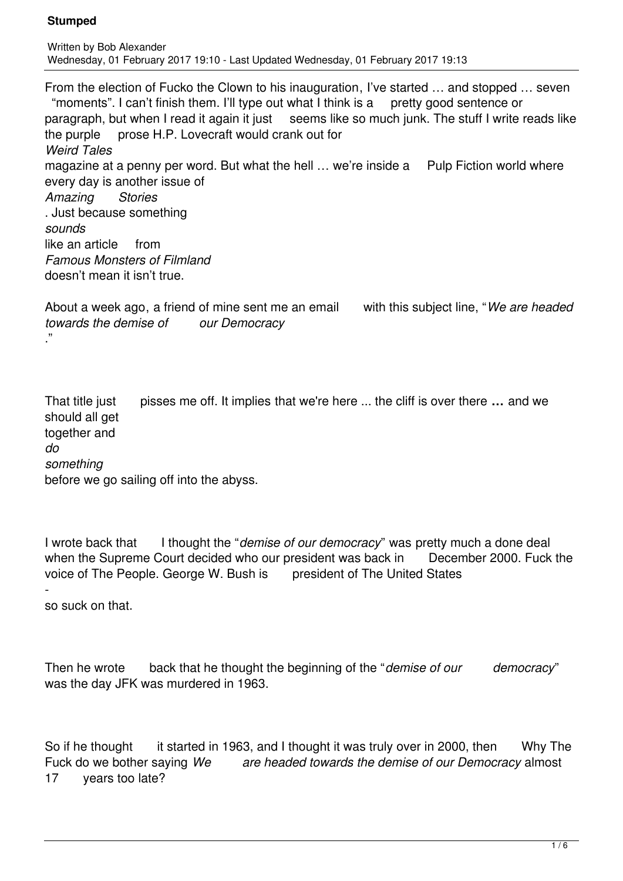# Stumped

Written by Bob Alexander
Wednesday, 01 February 2017 19:10 - Last Updated Wednesday, 01 February 2017 19:13

From the election of Fucko the Clown to his inauguration, I've started … and stopped … seven "moments". I can't finish them. I'll type out what I think is a pretty good sentence or paragraph, but when I read it again it just seems like so much junk. The stuff I write reads like the purple prose H.P. Lovecraft would crank out for *Weird Tales* magazine at a penny per word. But what the hell … we're inside a Pulp Fiction world where every day is another issue of *Amazing Stories*. Just because something *sounds* like an article from *Famous Monsters of Filmland* doesn't mean it isn't true.

About a week ago, a friend of mine sent me an email with this subject line, "*We are headed towards the demise of our Democracy*."

That title just pisses me off. It implies that we're here ... the cliff is over there **…** and we should all get together and *do something* before we go sailing off into the abyss.

I wrote back that I thought the "*demise of our democracy*" was pretty much a done deal when the Supreme Court decided who our president was back in December 2000. Fuck the voice of The People. George W. Bush is president of The United States - so suck on that.

Then he wrote back that he thought the beginning of the "*demise of our democracy*" was the day JFK was murdered in 1963.

So if he thought it started in 1963, and I thought it was truly over in 2000, then Why The Fuck do we bother saying *We are headed towards the demise of our Democracy* almost 17 years too late?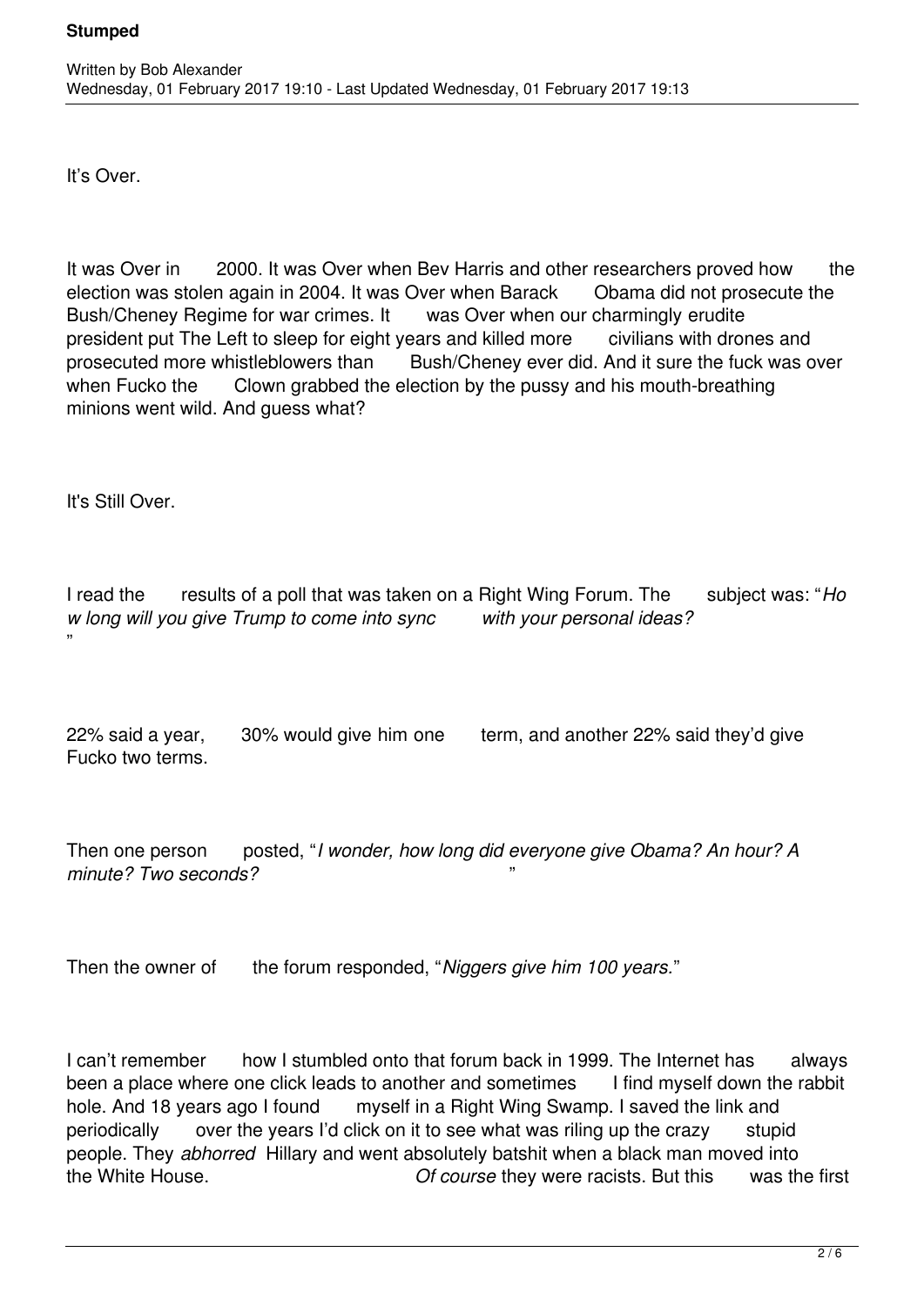It's Over.

It was Over in 2000. It was Over when Bev Harris and other researchers proved how the election was stolen again in 2004. It was Over when Barack Obama did not prosecute the Bush/Cheney Regime for war crimes. It was Over when our charmingly erudite president put The Left to sleep for eight years and killed more civilians with drones and prosecuted more whistleblowers than Bush/Cheney ever did. And it sure the fuck was over when Fucko the Clown grabbed the election by the pussy and his mouth-breathing minions went wild. And guess what?

It's Still Over.

I read the results of a poll that was taken on a Right Wing Forum. The subject was: "*How long will you give Trump to come into sync with your personal ideas?*"

22% said a year, 30% would give him one term, and another 22% said they'd give Fucko two terms.

Then one person posted, "*I wonder, how long did everyone give Obama? An hour? A minute? Two seconds?*"

Then the owner of the forum responded, "*Niggers give him 100 years.*"

I can't remember how I stumbled onto that forum back in 1999. The Internet has always been a place where one click leads to another and sometimes I find myself down the rabbit hole. And 18 years ago I found myself in a Right Wing Swamp. I saved the link and periodically over the years I'd click on it to see what was riling up the crazy stupid people. They *abhorred* Hillary and went absolutely batshit when a black man moved into the White House. *Of course* they were racists. But this was the first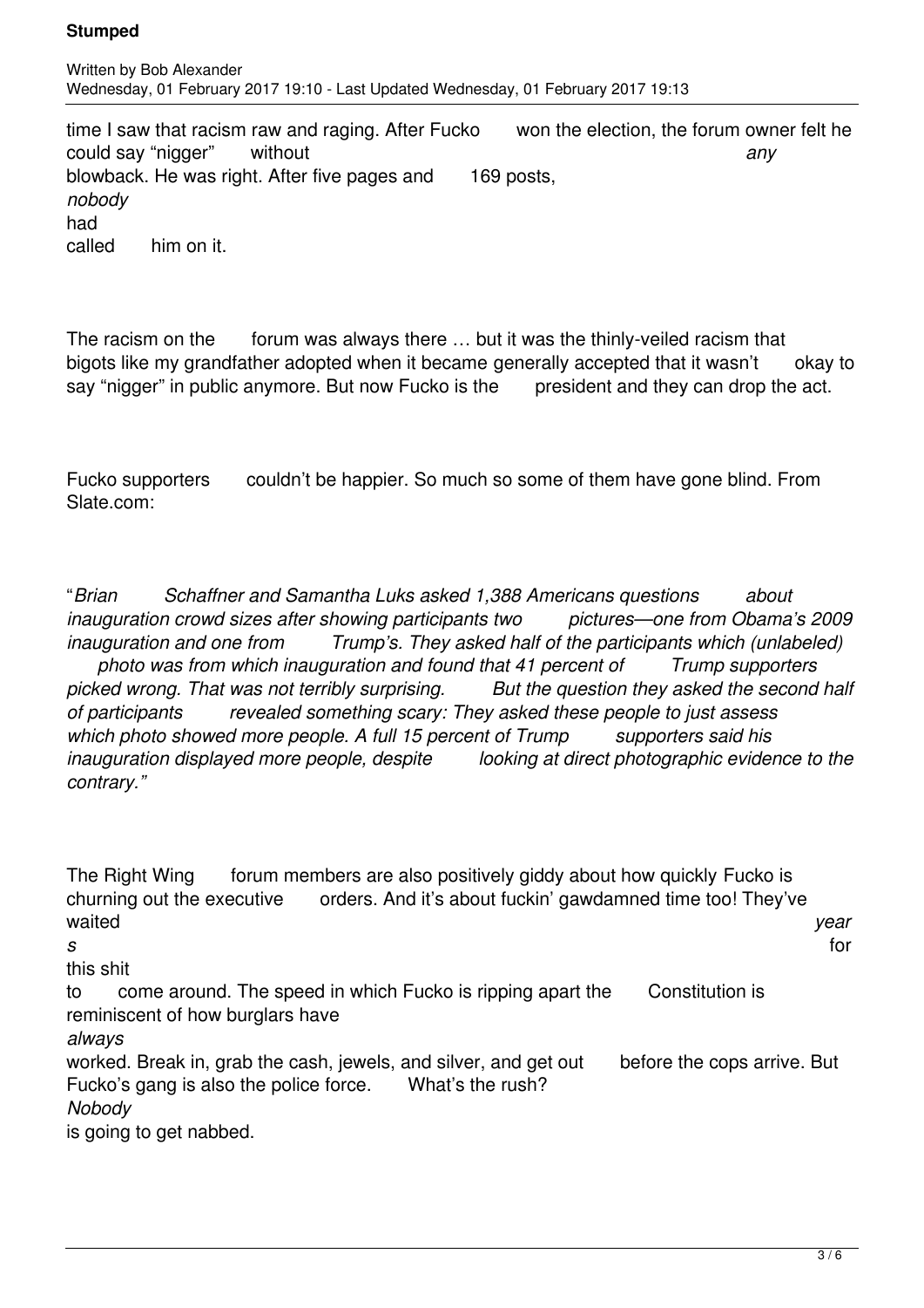time I saw that racism raw and raging. After Fucko won the election, the forum owner felt he could say "nigger" without *any* blowback. He was right. After five pages and 169 posts, *nobody* had called him on it.

The racism on the forum was always there … but it was the thinly-veiled racism that bigots like my grandfather adopted when it became generally accepted that it wasn't okay to say "nigger" in public anymore. But now Fucko is the president and they can drop the act.

Fucko supporters couldn't be happier. So much so some of them have gone blind. From Slate.com:

"*Brian Schaffner and Samantha Luks asked 1,388 Americans questions about inauguration crowd sizes after showing participants two pictures—one from Obama's 2009 inauguration and one from Trump's. They asked half of the participants which (unlabeled) photo was from which inauguration and found that 41 percent of Trump supporters picked wrong. That was not terribly surprising. But the question they asked the second half of participants revealed something scary: They asked these people to just assess which photo showed more people. A full 15 percent of Trump supporters said his inauguration displayed more people, despite looking at direct photographic evidence to the contrary."*

The Right Wing forum members are also positively giddy about how quickly Fucko is churning out the executive orders. And it's about fuckin' gawdamned time too! They've waited *years* for this shit to come around. The speed in which Fucko is ripping apart the Constitution is reminiscent of how burglars have *always* worked. Break in, grab the cash, jewels, and silver, and get out before the cops arrive. But Fucko's gang is also the police force. What's the rush? *Nobody* is going to get nabbed.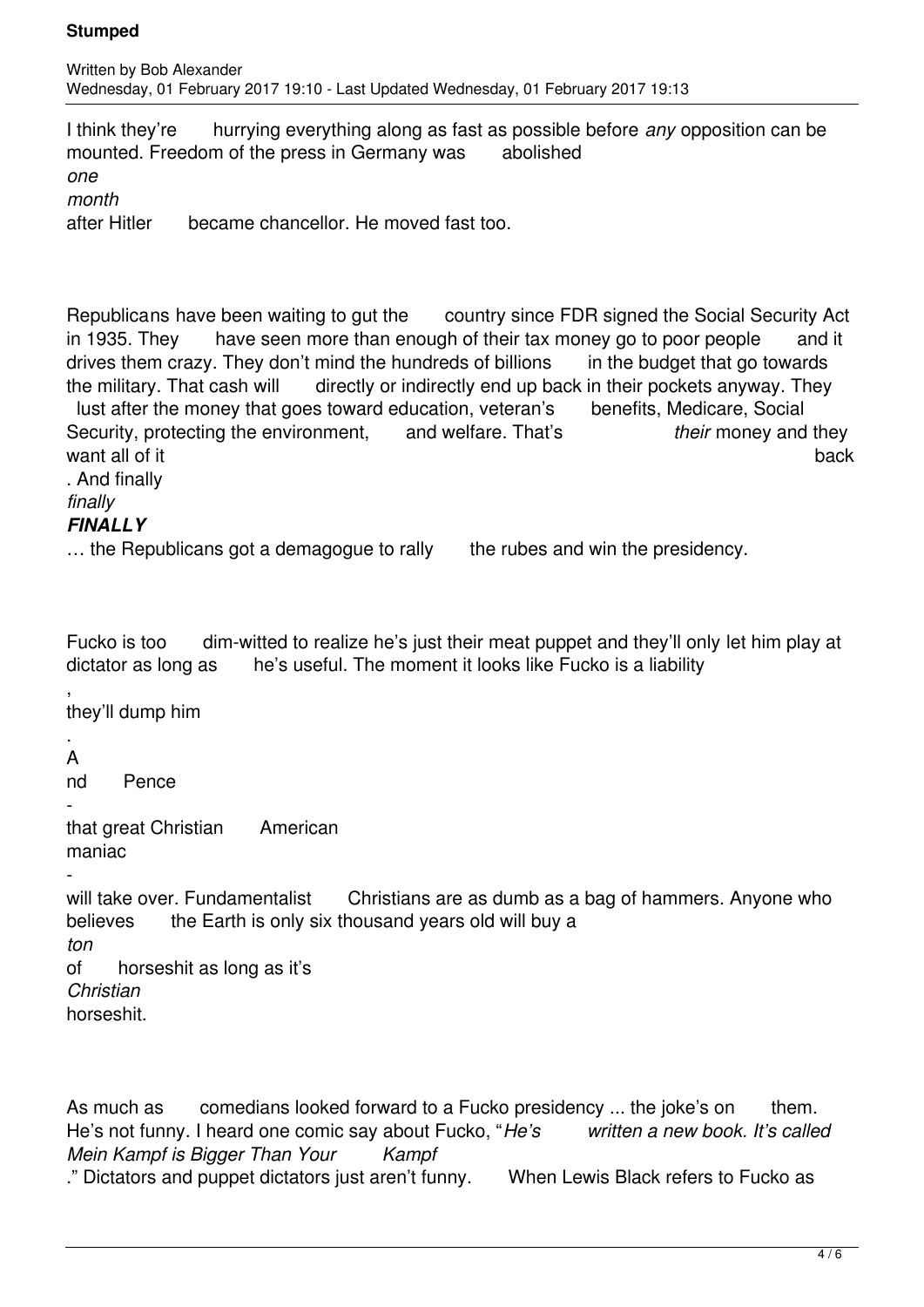I think they're hurrying everything along as fast as possible before *any* opposition can be mounted. Freedom of the press in Germany was abolished *one month* after Hitler became chancellor. He moved fast too.

Republicans have been waiting to gut the country since FDR signed the Social Security Act in 1935. They have seen more than enough of their tax money go to poor people and it drives them crazy. They don't mind the hundreds of billions in the budget that go towards the military. That cash will directly or indirectly end up back in their pockets anyway. They lust after the money that goes toward education, veteran's benefits, Medicare, Social Security, protecting the environment, and welfare. That's *their* money and they want all of it back. And finally *finally* ***FINALLY*** … the Republicans got a demagogue to rally the rubes and win the presidency.

Fucko is too dim-witted to realize he's just their meat puppet and they'll only let him play at dictator as long as he's useful. The moment it looks like Fucko is a liability, they'll dump him. And Pence - that great Christian American maniac - will take over. Fundamentalist Christians are as dumb as a bag of hammers. Anyone who believes the Earth is only six thousand years old will buy a *ton* of horseshit as long as it's *Christian* horseshit.

As much as comedians looked forward to a Fucko presidency ... the joke's on them. He's not funny. I heard one comic say about Fucko, "*He's written a new book. It's called Mein Kampf is Bigger Than Your Kampf*." Dictators and puppet dictators just aren't funny. When Lewis Black refers to Fucko as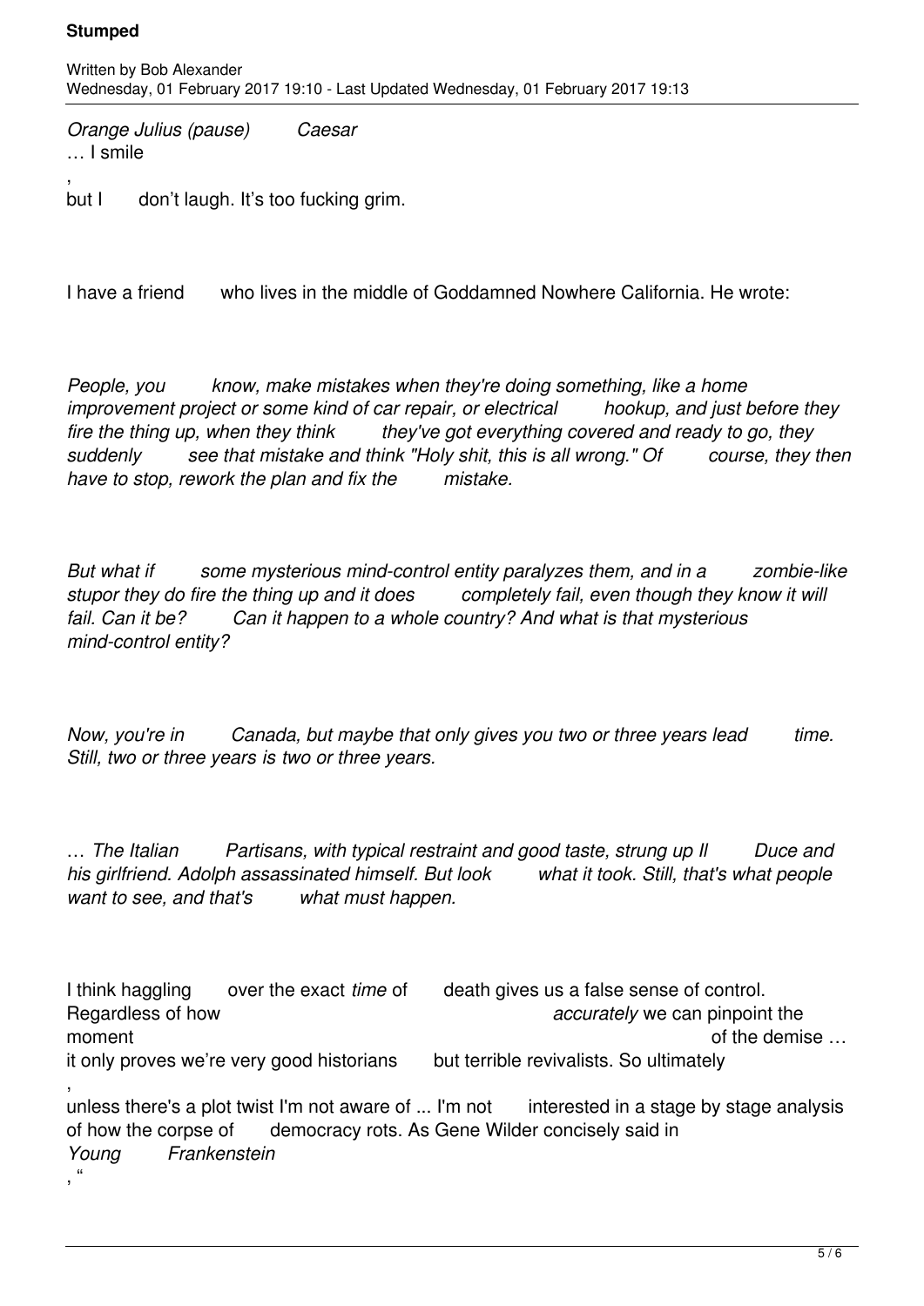*Orange Julius (pause) Caesar*
… I smile, but I don't laugh. It's too fucking grim.

I have a friend who lives in the middle of Goddamned Nowhere California. He wrote:

*People, you know, make mistakes when they're doing something, like a home improvement project or some kind of car repair, or electrical hookup, and just before they fire the thing up, when they think they've got everything covered and ready to go, they suddenly see that mistake and think "Holy shit, this is all wrong." Of course, they then have to stop, rework the plan and fix the mistake.*

*But what if some mysterious mind-control entity paralyzes them, and in a zombie-like stupor they do fire the thing up and it does completely fail, even though they know it will fail. Can it be? Can it happen to a whole country? And what is that mysterious mind-control entity?*

*Now, you're in Canada, but maybe that only gives you two or three years lead time. Still, two or three years is two or three years.*

… *The Italian Partisans, with typical restraint and good taste, strung up Il Duce and his girlfriend. Adolph assassinated himself. But look what it took. Still, that's what people want to see, and that's what must happen.*

I think haggling over the exact *time* of death gives us a false sense of control. Regardless of how *accurately* we can pinpoint the moment of the demise … it only proves we're very good historians but terrible revivalists. So ultimately, unless there's a plot twist I'm not aware of ... I'm not interested in a stage by stage analysis of how the corpse of democracy rots. As Gene Wilder concisely said in *Young Frankenstein*, "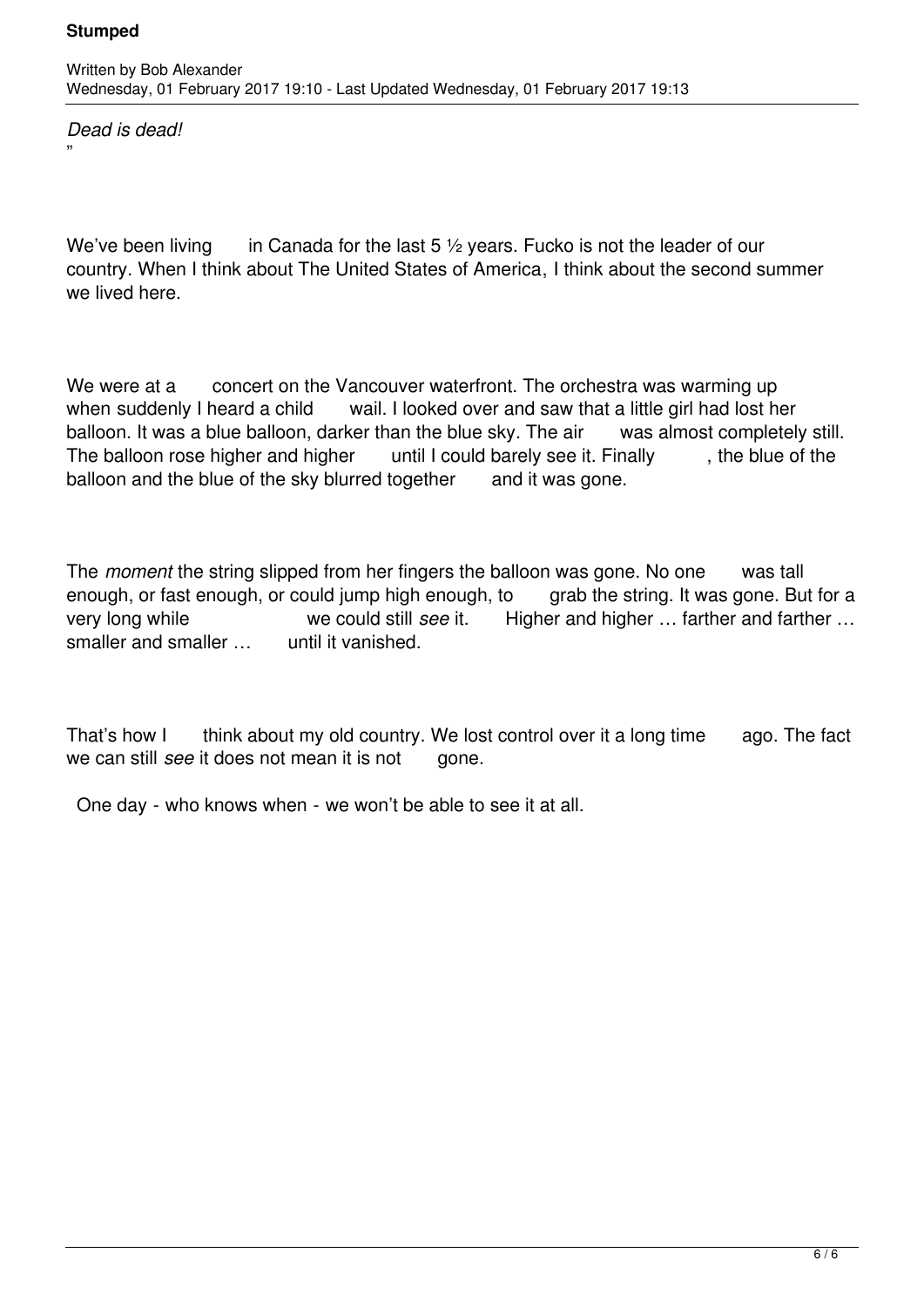*Dead is dead!*
"

We've been living in Canada for the last 5 ½ years. Fucko is not the leader of our country. When I think about The United States of America, I think about the second summer we lived here.

We were at a concert on the Vancouver waterfront. The orchestra was warming up when suddenly I heard a child wail. I looked over and saw that a little girl had lost her balloon. It was a blue balloon, darker than the blue sky. The air was almost completely still. The balloon rose higher and higher until I could barely see it. Finally, the blue of the balloon and the blue of the sky blurred together and it was gone.

The *moment* the string slipped from her fingers the balloon was gone. No one was tall enough, or fast enough, or could jump high enough, to grab the string. It was gone. But for a very long while we could still *see* it. Higher and higher … farther and farther … smaller and smaller … until it vanished.

That's how I think about my old country. We lost control over it a long time ago. The fact we can still *see* it does not mean it is not gone.

One day - who knows when - we won't be able to see it at all.